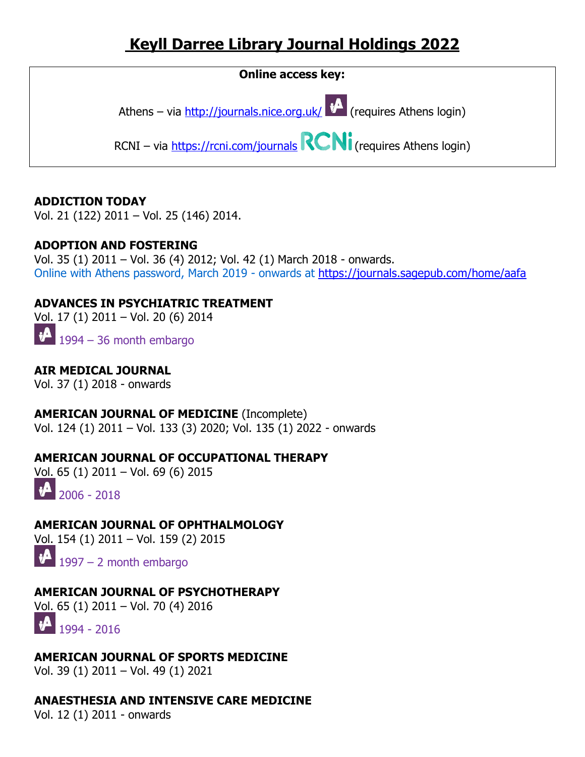# Keyll Darree Library Journal Holdings 2022

**Online access key:**

Athens – via http://journals.nice.org.uk/ (requires Athens login)

RCNI – via https://rcni.com/journals RCNi (requires Athens login)

**ADDICTION TODAY**
Vol. 21 (122) 2011 – Vol. 25 (146) 2014.

**ADOPTION AND FOSTERING**
Vol. 35 (1) 2011 – Vol. 36 (4) 2012; Vol. 42 (1) March 2018 - onwards.
Online with Athens password, March 2019 - onwards at https://journals.sagepub.com/home/aafa

**ADVANCES IN PSYCHIATRIC TREATMENT**
Vol. 17 (1) 2011 – Vol. 20 (6) 2014
1994 – 36 month embargo

**AIR MEDICAL JOURNAL**
Vol. 37 (1) 2018 - onwards

**AMERICAN JOURNAL OF MEDICINE** (Incomplete)
Vol. 124 (1) 2011 – Vol. 133 (3) 2020; Vol. 135 (1) 2022 - onwards

**AMERICAN JOURNAL OF OCCUPATIONAL THERAPY**
Vol. 65 (1) 2011 – Vol. 69 (6) 2015
2006 - 2018

**AMERICAN JOURNAL OF OPHTHALMOLOGY**
Vol. 154 (1) 2011 – Vol. 159 (2) 2015
1997 – 2 month embargo

**AMERICAN JOURNAL OF PSYCHOTHERAPY**
Vol. 65 (1) 2011 – Vol. 70 (4) 2016
1994 - 2016

**AMERICAN JOURNAL OF SPORTS MEDICINE**
Vol. 39 (1) 2011 – Vol. 49 (1) 2021

**ANAESTHESIA AND INTENSIVE CARE MEDICINE**
Vol. 12 (1) 2011 - onwards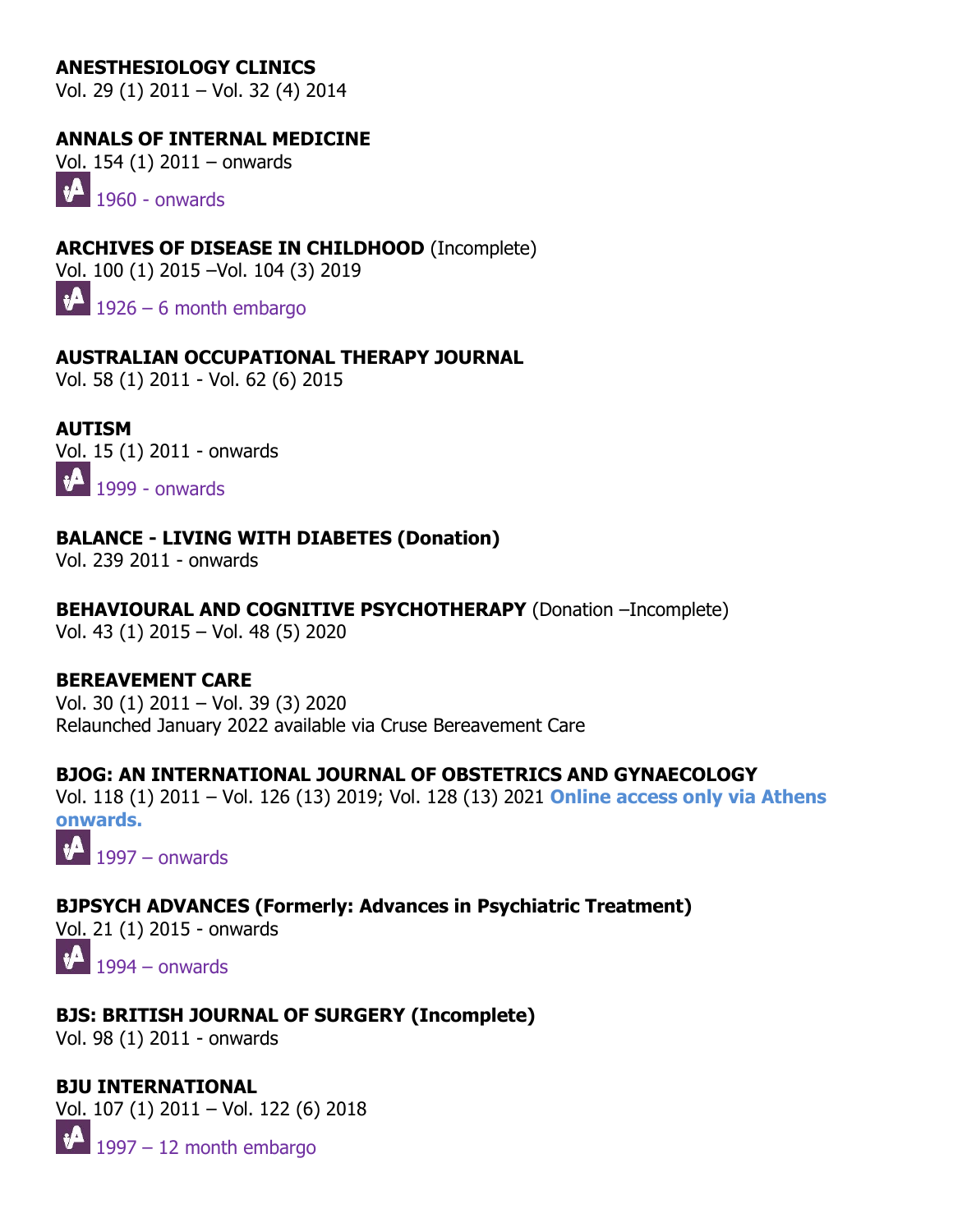**ANESTHESIOLOGY CLINICS**
Vol. 29 (1) 2011 – Vol. 32 (4) 2014

**ANNALS OF INTERNAL MEDICINE**
Vol. 154 (1) 2011 – onwards
1960 - onwards

**ARCHIVES OF DISEASE IN CHILDHOOD** (Incomplete)
Vol. 100 (1) 2015 –Vol. 104 (3) 2019
1926 – 6 month embargo

**AUSTRALIAN OCCUPATIONAL THERAPY JOURNAL**
Vol. 58 (1) 2011 - Vol. 62 (6) 2015

**AUTISM**
Vol. 15 (1) 2011 - onwards
1999 - onwards

**BALANCE - LIVING WITH DIABETES (Donation)**
Vol. 239 2011 - onwards

**BEHAVIOURAL AND COGNITIVE PSYCHOTHERAPY** (Donation –Incomplete)
Vol. 43 (1) 2015 – Vol. 48 (5) 2020

**BEREAVEMENT CARE**
Vol. 30 (1) 2011 – Vol. 39 (3) 2020
Relaunched January 2022 available via Cruse Bereavement Care

**BJOG: AN INTERNATIONAL JOURNAL OF OBSTETRICS AND GYNAECOLOGY**
Vol. 118 (1) 2011 – Vol. 126 (13) 2019; Vol. 128 (13) 2021 **Online access only via Athens onwards.**
1997 – onwards

**BJPSYCH ADVANCES (Formerly: Advances in Psychiatric Treatment)**
Vol. 21 (1) 2015 - onwards
1994 – onwards

**BJS: BRITISH JOURNAL OF SURGERY (Incomplete)**
Vol. 98 (1) 2011 - onwards

**BJU INTERNATIONAL**
Vol. 107 (1) 2011 – Vol. 122 (6) 2018
1997 – 12 month embargo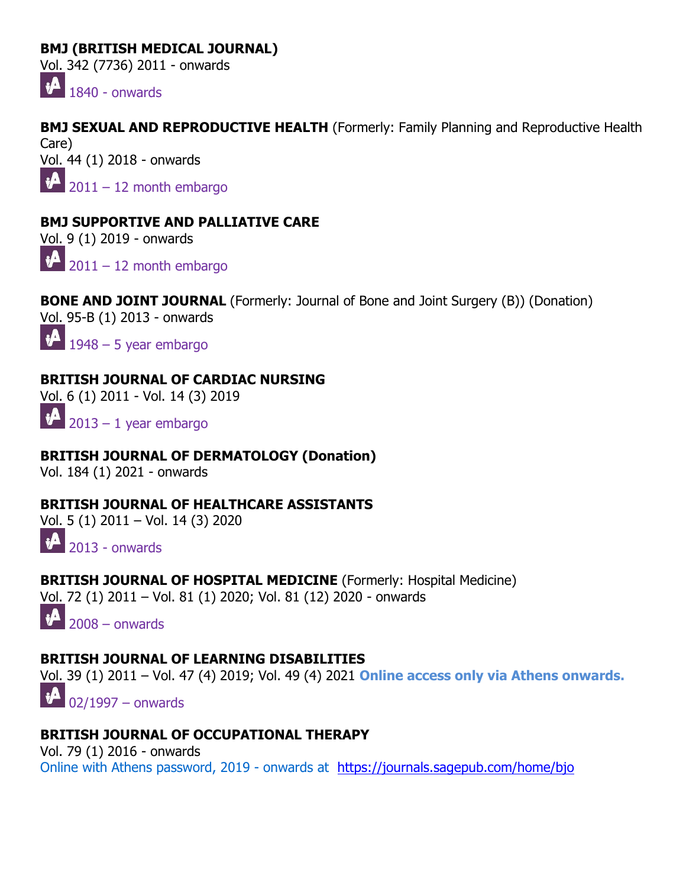**BMJ (BRITISH MEDICAL JOURNAL)**
Vol. 342 (7736) 2011 - onwards
1840 - onwards

**BMJ SEXUAL AND REPRODUCTIVE HEALTH** (Formerly: Family Planning and Reproductive Health Care)
Vol. 44 (1) 2018 - onwards
2011 – 12 month embargo

**BMJ SUPPORTIVE AND PALLIATIVE CARE**
Vol. 9 (1) 2019 - onwards
2011 – 12 month embargo

**BONE AND JOINT JOURNAL** (Formerly: Journal of Bone and Joint Surgery (B)) (Donation)
Vol. 95-B (1) 2013 - onwards
1948 – 5 year embargo

**BRITISH JOURNAL OF CARDIAC NURSING**
Vol. 6 (1) 2011 - Vol. 14 (3) 2019
2013 – 1 year embargo

**BRITISH JOURNAL OF DERMATOLOGY (Donation)**
Vol. 184 (1) 2021 - onwards

**BRITISH JOURNAL OF HEALTHCARE ASSISTANTS**
Vol. 5 (1) 2011 – Vol. 14 (3) 2020
2013 - onwards

**BRITISH JOURNAL OF HOSPITAL MEDICINE** (Formerly: Hospital Medicine)
Vol. 72 (1) 2011 – Vol. 81 (1) 2020; Vol. 81 (12) 2020 - onwards
2008 – onwards

**BRITISH JOURNAL OF LEARNING DISABILITIES**
Vol. 39 (1) 2011 – Vol. 47 (4) 2019; Vol. 49 (4) 2021 **Online access only via Athens onwards.**
02/1997 – onwards

**BRITISH JOURNAL OF OCCUPATIONAL THERAPY**
Vol. 79 (1) 2016 - onwards
Online with Athens password, 2019 - onwards at https://journals.sagepub.com/home/bjo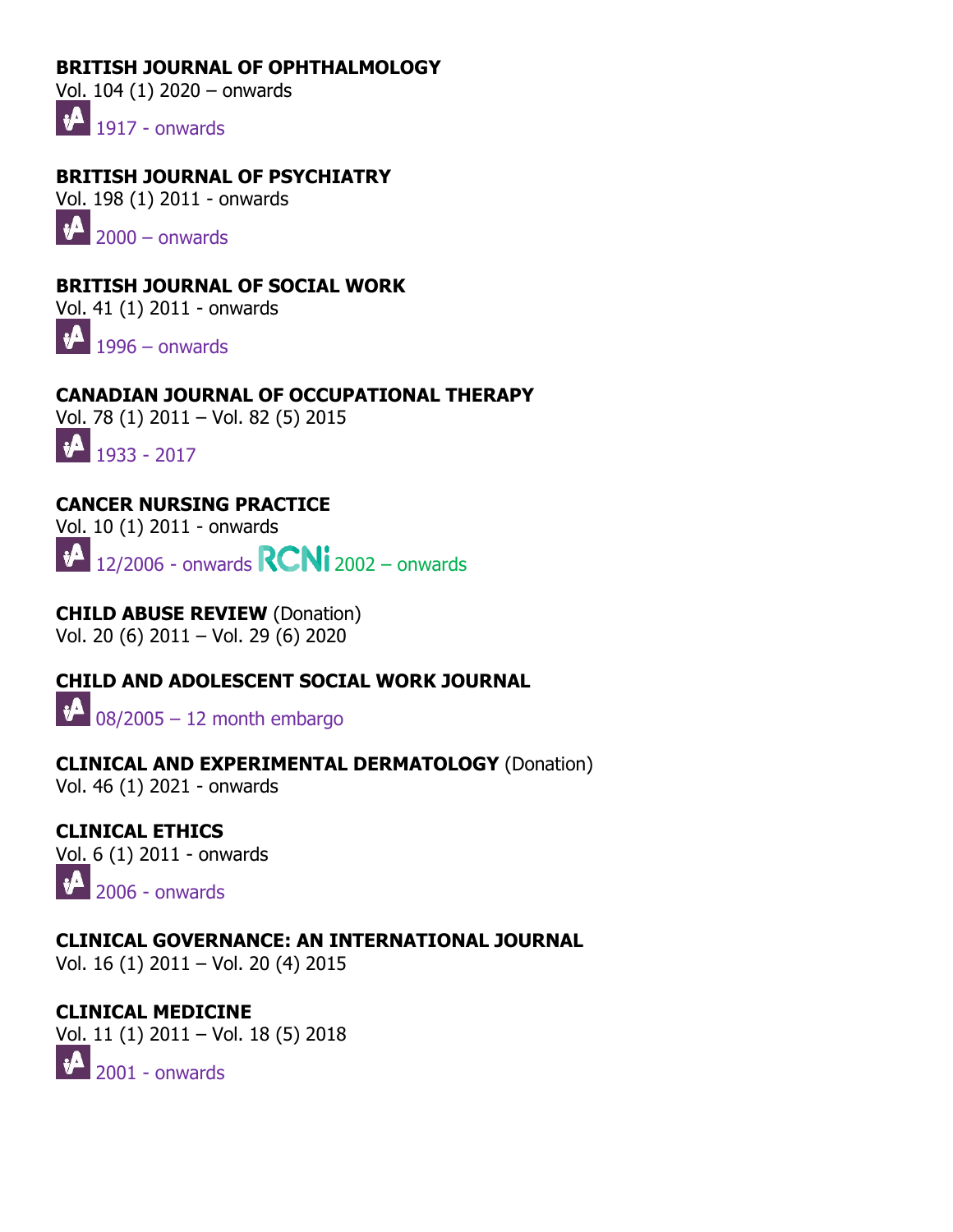**BRITISH JOURNAL OF OPHTHALMOLOGY**
Vol. 104 (1) 2020 – onwards
1917 - onwards

**BRITISH JOURNAL OF PSYCHIATRY**
Vol. 198 (1) 2011 - onwards
2000 – onwards

**BRITISH JOURNAL OF SOCIAL WORK**
Vol. 41 (1) 2011 - onwards
1996 – onwards

**CANADIAN JOURNAL OF OCCUPATIONAL THERAPY**
Vol. 78 (1) 2011 – Vol. 82 (5) 2015
1933 - 2017

**CANCER NURSING PRACTICE**
Vol. 10 (1) 2011 - onwards
12/2006 - onwards RCNi 2002 – onwards

**CHILD ABUSE REVIEW** (Donation)
Vol. 20 (6) 2011 – Vol. 29 (6) 2020

**CHILD AND ADOLESCENT SOCIAL WORK JOURNAL**
08/2005 – 12 month embargo

**CLINICAL AND EXPERIMENTAL DERMATOLOGY** (Donation)
Vol. 46 (1) 2021 - onwards

**CLINICAL ETHICS**
Vol. 6 (1) 2011 - onwards
2006 - onwards

**CLINICAL GOVERNANCE: AN INTERNATIONAL JOURNAL**
Vol. 16 (1) 2011 – Vol. 20 (4) 2015

**CLINICAL MEDICINE**
Vol. 11 (1) 2011 – Vol. 18 (5) 2018
2001 - onwards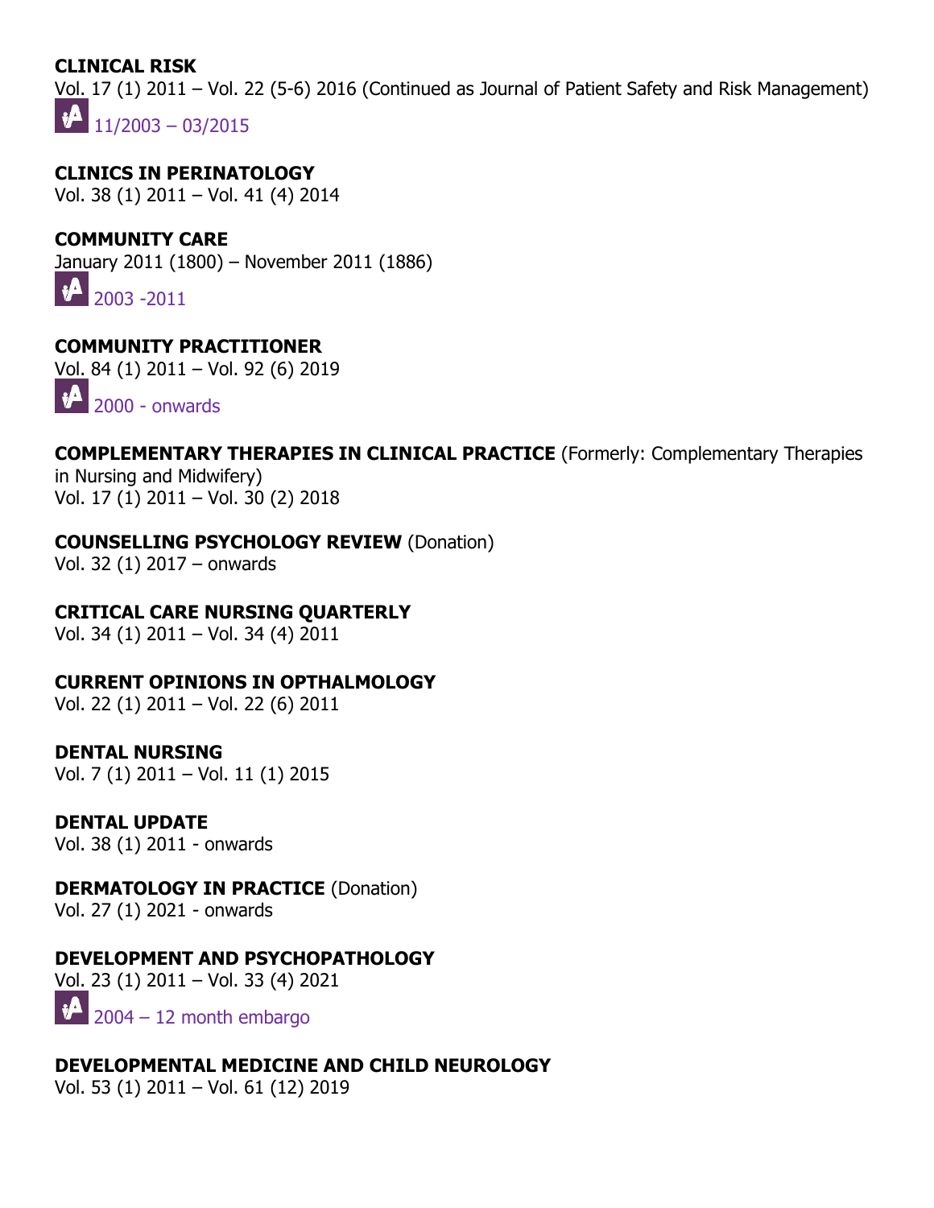**CLINICAL RISK**
Vol. 17 (1) 2011 – Vol. 22 (5-6) 2016 (Continued as Journal of Patient Safety and Risk Management)
11/2003 – 03/2015

**CLINICS IN PERINATOLOGY**
Vol. 38 (1) 2011 – Vol. 41 (4) 2014

**COMMUNITY CARE**
January 2011 (1800) – November 2011 (1886)
2003 -2011

**COMMUNITY PRACTITIONER**
Vol. 84 (1) 2011 – Vol. 92 (6) 2019
2000 - onwards

**COMPLEMENTARY THERAPIES IN CLINICAL PRACTICE** (Formerly: Complementary Therapies in Nursing and Midwifery)
Vol. 17 (1) 2011 – Vol. 30 (2) 2018

**COUNSELLING PSYCHOLOGY REVIEW** (Donation)
Vol. 32 (1) 2017 – onwards

**CRITICAL CARE NURSING QUARTERLY**
Vol. 34 (1) 2011 – Vol. 34 (4) 2011

**CURRENT OPINIONS IN OPTHALMOLOGY**
Vol. 22 (1) 2011 – Vol. 22 (6) 2011

**DENTAL NURSING**
Vol. 7 (1) 2011 – Vol. 11 (1) 2015

**DENTAL UPDATE**
Vol. 38 (1) 2011 - onwards

**DERMATOLOGY IN PRACTICE** (Donation)
Vol. 27 (1) 2021 - onwards

**DEVELOPMENT AND PSYCHOPATHOLOGY**
Vol. 23 (1) 2011 – Vol. 33 (4) 2021
2004 – 12 month embargo

**DEVELOPMENTAL MEDICINE AND CHILD NEUROLOGY**
Vol. 53 (1) 2011 – Vol. 61 (12) 2019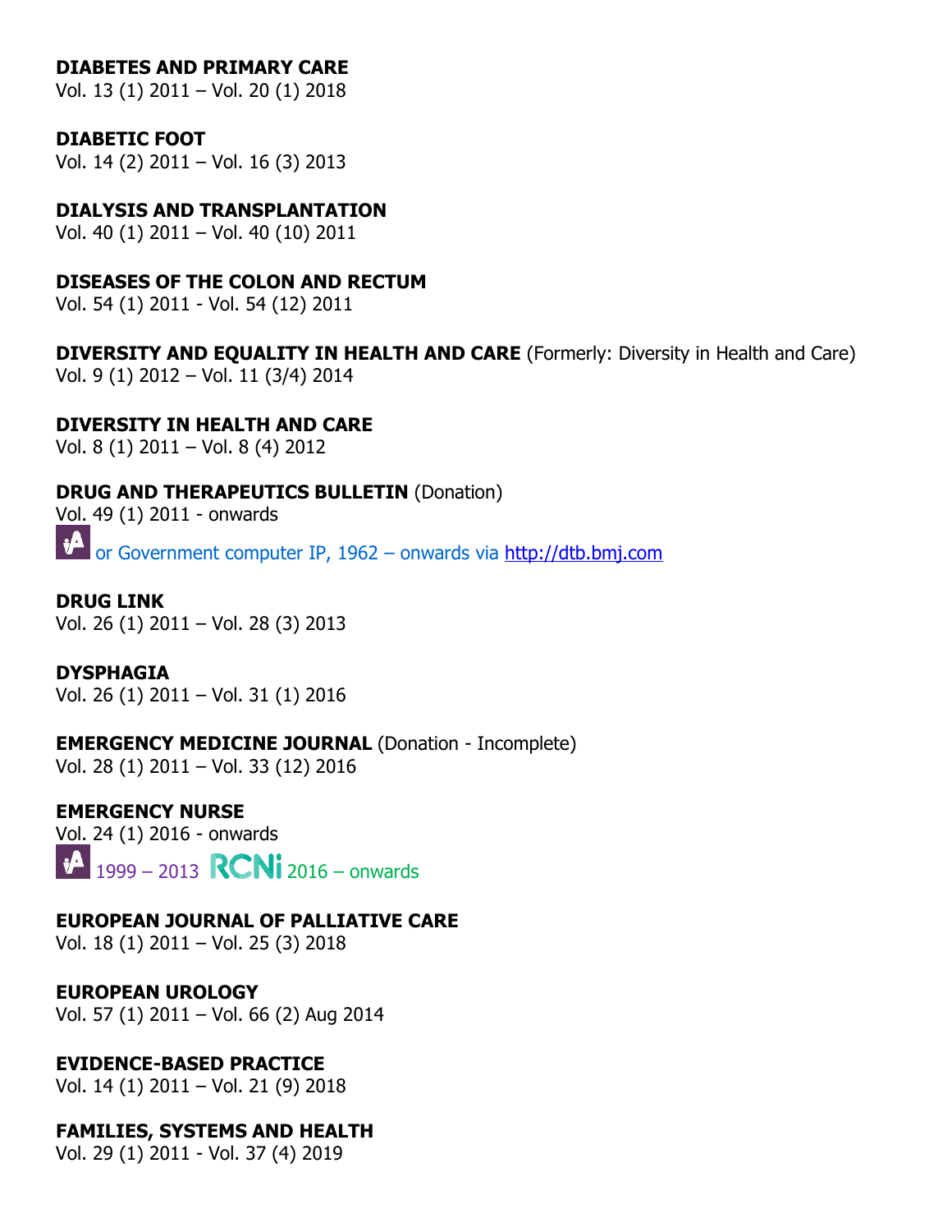**DIABETES AND PRIMARY CARE**
Vol. 13 (1) 2011 – Vol. 20 (1) 2018

**DIABETIC FOOT**
Vol. 14 (2) 2011 – Vol. 16 (3) 2013

**DIALYSIS AND TRANSPLANTATION**
Vol. 40 (1) 2011 – Vol. 40 (10) 2011

**DISEASES OF THE COLON AND RECTUM**
Vol. 54 (1) 2011 - Vol. 54 (12) 2011

**DIVERSITY AND EQUALITY IN HEALTH AND CARE** (Formerly: Diversity in Health and Care)
Vol. 9 (1) 2012 – Vol. 11 (3/4) 2014

**DIVERSITY IN HEALTH AND CARE**
Vol. 8 (1) 2011 – Vol. 8 (4) 2012

**DRUG AND THERAPEUTICS BULLETIN** (Donation)
Vol. 49 (1) 2011 - onwards
or Government computer IP, 1962 – onwards via http://dtb.bmj.com

**DRUG LINK**
Vol. 26 (1) 2011 – Vol. 28 (3) 2013

**DYSPHAGIA**
Vol. 26 (1) 2011 – Vol. 31 (1) 2016

**EMERGENCY MEDICINE JOURNAL** (Donation - Incomplete)
Vol. 28 (1) 2011 – Vol. 33 (12) 2016

**EMERGENCY NURSE**
Vol. 24 (1) 2016 - onwards
1999 – 2013 RCNi 2016 – onwards

**EUROPEAN JOURNAL OF PALLIATIVE CARE**
Vol. 18 (1) 2011 – Vol. 25 (3) 2018

**EUROPEAN UROLOGY**
Vol. 57 (1) 2011 – Vol. 66 (2) Aug 2014

**EVIDENCE-BASED PRACTICE**
Vol. 14 (1) 2011 – Vol. 21 (9) 2018

**FAMILIES, SYSTEMS AND HEALTH**
Vol. 29 (1) 2011 - Vol. 37 (4) 2019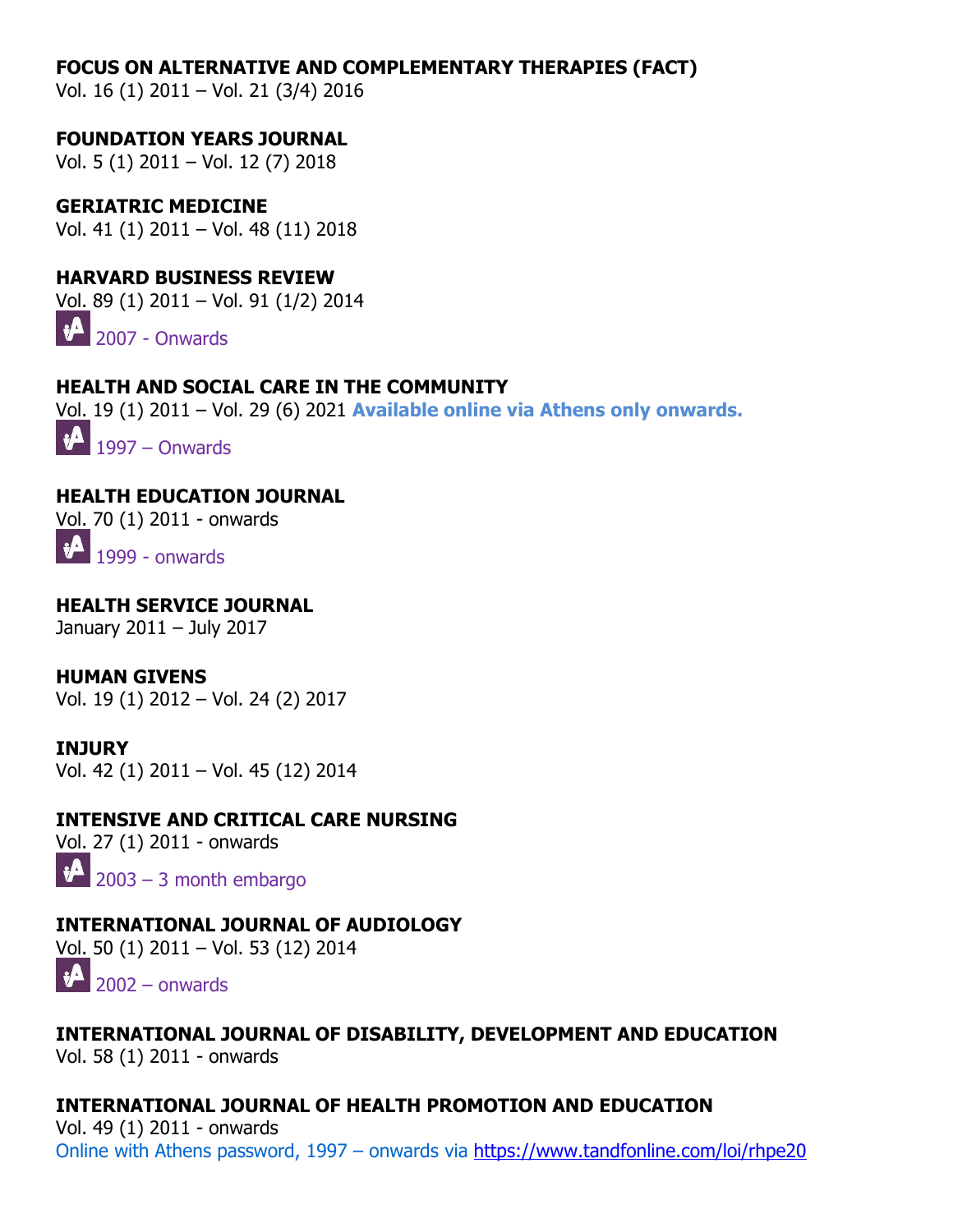**FOCUS ON ALTERNATIVE AND COMPLEMENTARY THERAPIES (FACT)**
Vol. 16 (1) 2011 – Vol. 21 (3/4) 2016

**FOUNDATION YEARS JOURNAL**
Vol. 5 (1) 2011 – Vol. 12 (7) 2018

**GERIATRIC MEDICINE**
Vol. 41 (1) 2011 – Vol. 48 (11) 2018

**HARVARD BUSINESS REVIEW**
Vol. 89 (1) 2011 – Vol. 91 (1/2) 2014
2007 - Onwards

**HEALTH AND SOCIAL CARE IN THE COMMUNITY**
Vol. 19 (1) 2011 – Vol. 29 (6) 2021 **Available online via Athens only onwards.**
1997 – Onwards

**HEALTH EDUCATION JOURNAL**
Vol. 70 (1) 2011 - onwards
1999 - onwards

**HEALTH SERVICE JOURNAL**
January 2011 – July 2017

**HUMAN GIVENS**
Vol. 19 (1) 2012 – Vol. 24 (2) 2017

**INJURY**
Vol. 42 (1) 2011 – Vol. 45 (12) 2014

**INTENSIVE AND CRITICAL CARE NURSING**
Vol. 27 (1) 2011 - onwards
2003 – 3 month embargo

**INTERNATIONAL JOURNAL OF AUDIOLOGY**
Vol. 50 (1) 2011 – Vol. 53 (12) 2014
2002 – onwards

**INTERNATIONAL JOURNAL OF DISABILITY, DEVELOPMENT AND EDUCATION**
Vol. 58 (1) 2011 - onwards

**INTERNATIONAL JOURNAL OF HEALTH PROMOTION AND EDUCATION**
Vol. 49 (1) 2011 - onwards
Online with Athens password, 1997 – onwards via https://www.tandfonline.com/loi/rhpe20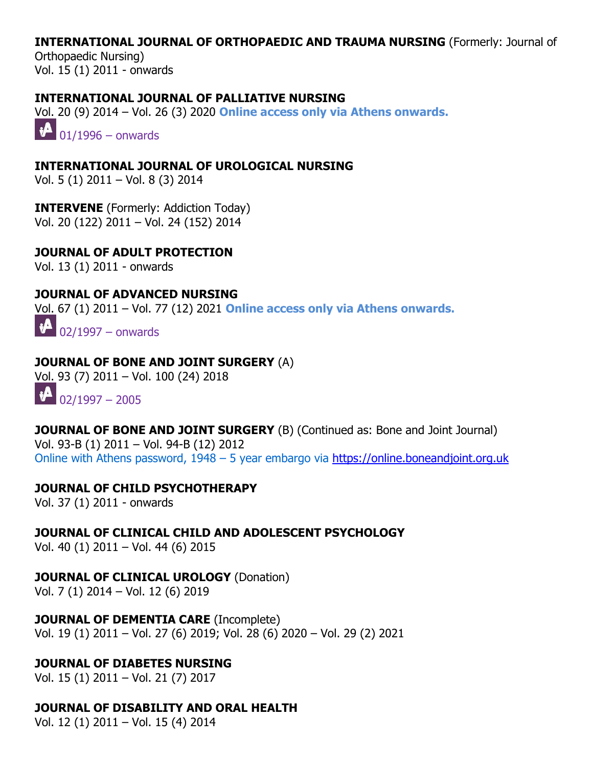**INTERNATIONAL JOURNAL OF ORTHOPAEDIC AND TRAUMA NURSING** (Formerly: Journal of Orthopaedic Nursing)
Vol. 15 (1) 2011 - onwards

**INTERNATIONAL JOURNAL OF PALLIATIVE NURSING**
Vol. 20 (9) 2014 – Vol. 26 (3) 2020 **Online access only via Athens onwards.**
01/1996 – onwards

**INTERNATIONAL JOURNAL OF UROLOGICAL NURSING**
Vol. 5 (1) 2011 – Vol. 8 (3) 2014

**INTERVENE** (Formerly: Addiction Today)
Vol. 20 (122) 2011 – Vol. 24 (152) 2014

**JOURNAL OF ADULT PROTECTION**
Vol. 13 (1) 2011 - onwards

**JOURNAL OF ADVANCED NURSING**
Vol. 67 (1) 2011 – Vol. 77 (12) 2021 **Online access only via Athens onwards.**
02/1997 – onwards

**JOURNAL OF BONE AND JOINT SURGERY** (A)
Vol. 93 (7) 2011 – Vol. 100 (24) 2018
02/1997 – 2005

**JOURNAL OF BONE AND JOINT SURGERY** (B) (Continued as: Bone and Joint Journal)
Vol. 93-B (1) 2011 – Vol. 94-B (12) 2012
Online with Athens password, 1948 – 5 year embargo via https://online.boneandjoint.org.uk

**JOURNAL OF CHILD PSYCHOTHERAPY**
Vol. 37 (1) 2011 - onwards

**JOURNAL OF CLINICAL CHILD AND ADOLESCENT PSYCHOLOGY**
Vol. 40 (1) 2011 – Vol. 44 (6) 2015

**JOURNAL OF CLINICAL UROLOGY** (Donation)
Vol. 7 (1) 2014 – Vol. 12 (6) 2019

**JOURNAL OF DEMENTIA CARE** (Incomplete)
Vol. 19 (1) 2011 – Vol. 27 (6) 2019; Vol. 28 (6) 2020 – Vol. 29 (2) 2021

**JOURNAL OF DIABETES NURSING**
Vol. 15 (1) 2011 – Vol. 21 (7) 2017

**JOURNAL OF DISABILITY AND ORAL HEALTH**
Vol. 12 (1) 2011 – Vol. 15 (4) 2014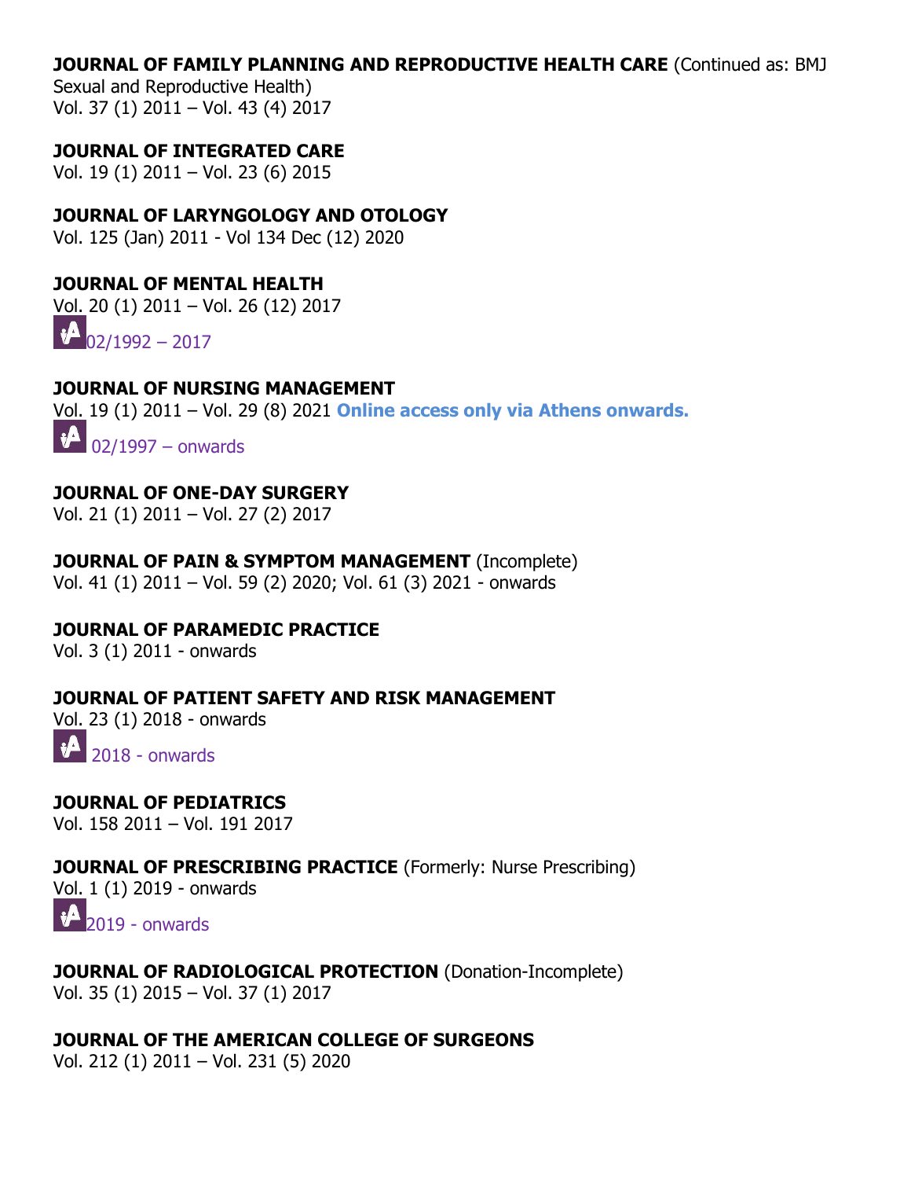**JOURNAL OF FAMILY PLANNING AND REPRODUCTIVE HEALTH CARE** (Continued as: BMJ Sexual and Reproductive Health)
Vol. 37 (1) 2011 – Vol. 43 (4) 2017

**JOURNAL OF INTEGRATED CARE**
Vol. 19 (1) 2011 – Vol. 23 (6) 2015

**JOURNAL OF LARYNGOLOGY AND OTOLOGY**
Vol. 125 (Jan) 2011 - Vol 134 Dec (12) 2020

**JOURNAL OF MENTAL HEALTH**
Vol. 20 (1) 2011 – Vol. 26 (12) 2017
02/1992 – 2017

**JOURNAL OF NURSING MANAGEMENT**
Vol. 19 (1) 2011 – Vol. 29 (8) 2021 **Online access only via Athens onwards.**
02/1997 – onwards

**JOURNAL OF ONE-DAY SURGERY**
Vol. 21 (1) 2011 – Vol. 27 (2) 2017

**JOURNAL OF PAIN & SYMPTOM MANAGEMENT** (Incomplete)
Vol. 41 (1) 2011 – Vol. 59 (2) 2020; Vol. 61 (3) 2021 - onwards

**JOURNAL OF PARAMEDIC PRACTICE**
Vol. 3 (1) 2011 - onwards

**JOURNAL OF PATIENT SAFETY AND RISK MANAGEMENT**
Vol. 23 (1) 2018 - onwards
2018 - onwards

**JOURNAL OF PEDIATRICS**
Vol. 158 2011 – Vol. 191 2017

**JOURNAL OF PRESCRIBING PRACTICE** (Formerly: Nurse Prescribing)
Vol. 1 (1) 2019 - onwards
2019 - onwards

**JOURNAL OF RADIOLOGICAL PROTECTION** (Donation-Incomplete)
Vol. 35 (1) 2015 – Vol. 37 (1) 2017

**JOURNAL OF THE AMERICAN COLLEGE OF SURGEONS**
Vol. 212 (1) 2011 – Vol. 231 (5) 2020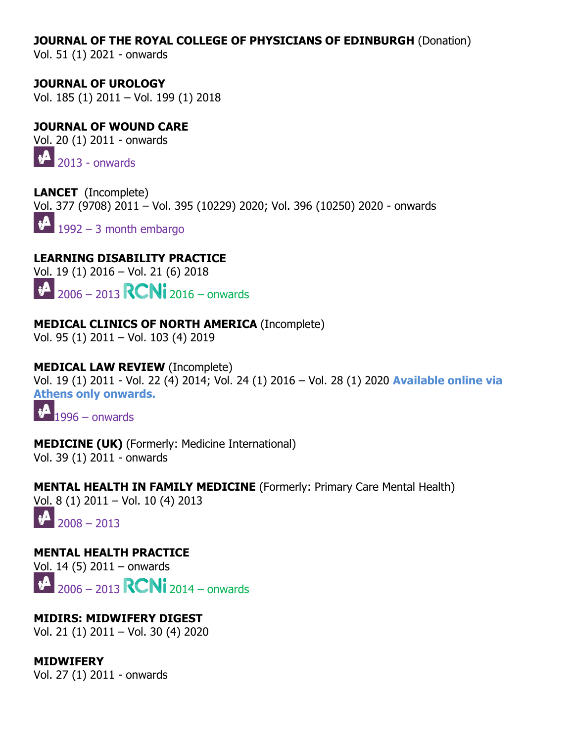**JOURNAL OF THE ROYAL COLLEGE OF PHYSICIANS OF EDINBURGH** (Donation)
Vol. 51 (1) 2021 - onwards

**JOURNAL OF UROLOGY**
Vol. 185 (1) 2011 – Vol. 199 (1) 2018

**JOURNAL OF WOUND CARE**
Vol. 20 (1) 2011 - onwards
2013 - onwards

**LANCET** (Incomplete)
Vol. 377 (9708) 2011 – Vol. 395 (10229) 2020; Vol. 396 (10250) 2020 - onwards
1992 – 3 month embargo

**LEARNING DISABILITY PRACTICE**
Vol. 19 (1) 2016 – Vol. 21 (6) 2018
2006 – 2013 RCNi 2016 – onwards

**MEDICAL CLINICS OF NORTH AMERICA** (Incomplete)
Vol. 95 (1) 2011 – Vol. 103 (4) 2019

**MEDICAL LAW REVIEW** (Incomplete)
Vol. 19 (1) 2011 - Vol. 22 (4) 2014; Vol. 24 (1) 2016 – Vol. 28 (1) 2020 **Available online via Athens only onwards.**
1996 – onwards

**MEDICINE (UK)** (Formerly: Medicine International)
Vol. 39 (1) 2011 - onwards

**MENTAL HEALTH IN FAMILY MEDICINE** (Formerly: Primary Care Mental Health)
Vol. 8 (1) 2011 – Vol. 10 (4) 2013
2008 – 2013

**MENTAL HEALTH PRACTICE**
Vol. 14 (5) 2011 – onwards
2006 – 2013 RCNi 2014 – onwards

**MIDIRS: MIDWIFERY DIGEST**
Vol. 21 (1) 2011 – Vol. 30 (4) 2020

**MIDWIFERY**
Vol. 27 (1) 2011 - onwards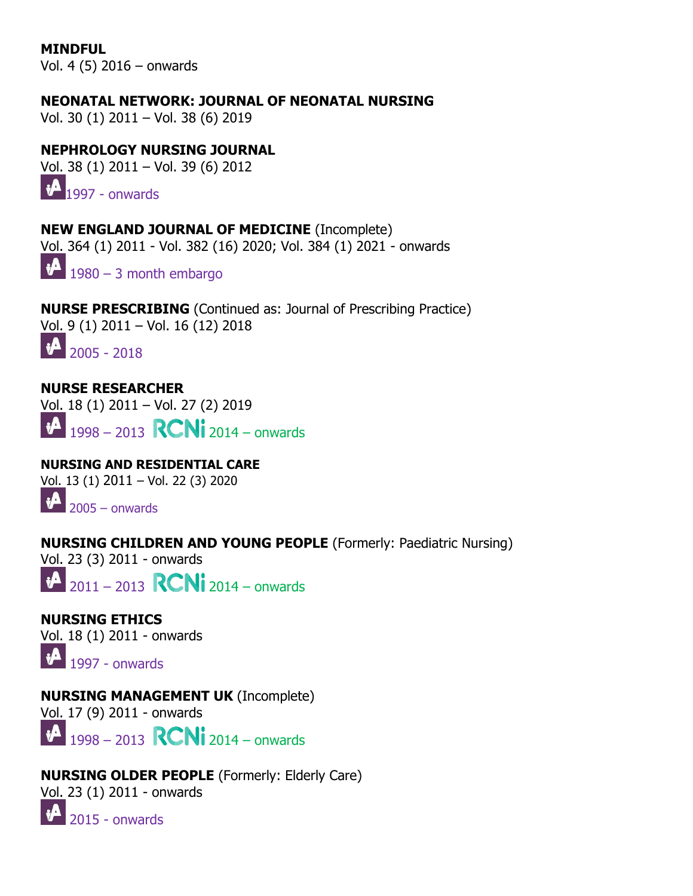**MINDFUL**
Vol. 4 (5) 2016 – onwards

**NEONATAL NETWORK: JOURNAL OF NEONATAL NURSING**
Vol. 30 (1) 2011 – Vol. 38 (6) 2019

**NEPHROLOGY NURSING JOURNAL**
Vol. 38 (1) 2011 – Vol. 39 (6) 2012
1997 - onwards

**NEW ENGLAND JOURNAL OF MEDICINE** (Incomplete)
Vol. 364 (1) 2011 - Vol. 382 (16) 2020; Vol. 384 (1) 2021 - onwards
1980 – 3 month embargo

**NURSE PRESCRIBING** (Continued as: Journal of Prescribing Practice)
Vol. 9 (1) 2011 – Vol. 16 (12) 2018
2005 - 2018

**NURSE RESEARCHER**
Vol. 18 (1) 2011 – Vol. 27 (2) 2019
1998 – 2013 RCNi 2014 – onwards

**NURSING AND RESIDENTIAL CARE**
Vol. 13 (1) 2011 – Vol. 22 (3) 2020
2005 – onwards

**NURSING CHILDREN AND YOUNG PEOPLE** (Formerly: Paediatric Nursing)
Vol. 23 (3) 2011 - onwards
2011 – 2013 RCNi 2014 – onwards

**NURSING ETHICS**
Vol. 18 (1) 2011 - onwards
1997 - onwards

**NURSING MANAGEMENT UK** (Incomplete)
Vol. 17 (9) 2011 - onwards
1998 – 2013 RCNi 2014 – onwards

**NURSING OLDER PEOPLE** (Formerly: Elderly Care)
Vol. 23 (1) 2011 - onwards
2015 - onwards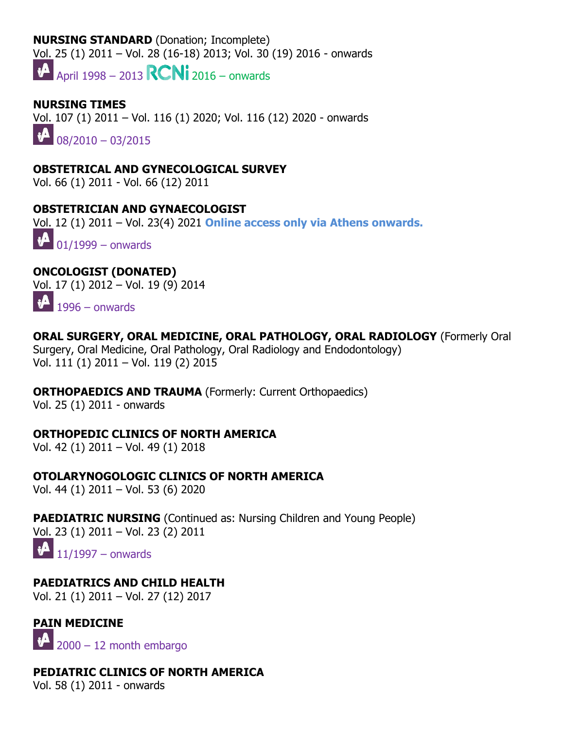**NURSING STANDARD** (Donation; Incomplete)
Vol. 25 (1) 2011 – Vol. 28 (16-18) 2013; Vol. 30 (19) 2016 - onwards
April 1998 – 2013 RCNi 2016 – onwards

**NURSING TIMES**
Vol. 107 (1) 2011 – Vol. 116 (1) 2020; Vol. 116 (12) 2020 - onwards
08/2010 – 03/2015

**OBSTETRICAL AND GYNECOLOGICAL SURVEY**
Vol. 66 (1) 2011 - Vol. 66 (12) 2011

**OBSTETRICIAN AND GYNAECOLOGIST**
Vol. 12 (1) 2011 – Vol. 23(4) 2021 **Online access only via Athens onwards.**
01/1999 – onwards

**ONCOLOGIST (DONATED)**
Vol. 17 (1) 2012 – Vol. 19 (9) 2014
1996 – onwards

**ORAL SURGERY, ORAL MEDICINE, ORAL PATHOLOGY, ORAL RADIOLOGY** (Formerly Oral Surgery, Oral Medicine, Oral Pathology, Oral Radiology and Endodontology)
Vol. 111 (1) 2011 – Vol. 119 (2) 2015

**ORTHOPAEDICS AND TRAUMA** (Formerly: Current Orthopaedics)
Vol. 25 (1) 2011 - onwards

**ORTHOPEDIC CLINICS OF NORTH AMERICA**
Vol. 42 (1) 2011 – Vol. 49 (1) 2018

**OTOLARYNOGOLOGIC CLINICS OF NORTH AMERICA**
Vol. 44 (1) 2011 – Vol. 53 (6) 2020

**PAEDIATRIC NURSING** (Continued as: Nursing Children and Young People)
Vol. 23 (1) 2011 – Vol. 23 (2) 2011
11/1997 – onwards

**PAEDIATRICS AND CHILD HEALTH**
Vol. 21 (1) 2011 – Vol. 27 (12) 2017

**PAIN MEDICINE**
2000 – 12 month embargo

**PEDIATRIC CLINICS OF NORTH AMERICA**
Vol. 58 (1) 2011 - onwards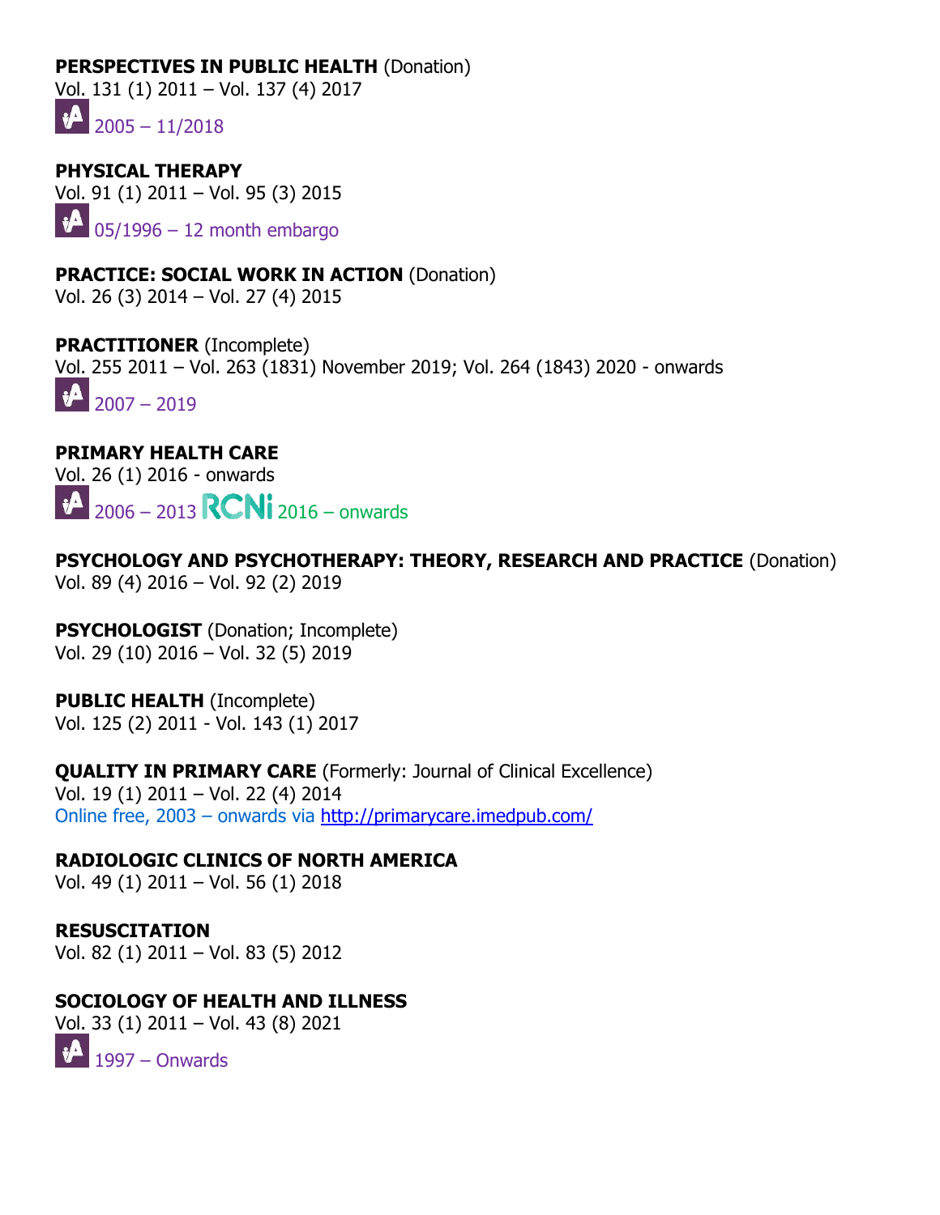**PERSPECTIVES IN PUBLIC HEALTH** (Donation)
Vol. 131 (1) 2011 – Vol. 137 (4) 2017
2005 – 11/2018

**PHYSICAL THERAPY**
Vol. 91 (1) 2011 – Vol. 95 (3) 2015
05/1996 – 12 month embargo

**PRACTICE: SOCIAL WORK IN ACTION** (Donation)
Vol. 26 (3) 2014 – Vol. 27 (4) 2015

**PRACTITIONER** (Incomplete)
Vol. 255 2011 – Vol. 263 (1831) November 2019; Vol. 264 (1843) 2020 - onwards
2007 – 2019

**PRIMARY HEALTH CARE**
Vol. 26 (1) 2016 - onwards
2006 – 2013 RCNi 2016 – onwards

**PSYCHOLOGY AND PSYCHOTHERAPY: THEORY, RESEARCH AND PRACTICE** (Donation)
Vol. 89 (4) 2016 – Vol. 92 (2) 2019

**PSYCHOLOGIST** (Donation; Incomplete)
Vol. 29 (10) 2016 – Vol. 32 (5) 2019

**PUBLIC HEALTH** (Incomplete)
Vol. 125 (2) 2011 - Vol. 143 (1) 2017

**QUALITY IN PRIMARY CARE** (Formerly: Journal of Clinical Excellence)
Vol. 19 (1) 2011 – Vol. 22 (4) 2014
Online free, 2003 – onwards via http://primarycare.imedpub.com/

**RADIOLOGIC CLINICS OF NORTH AMERICA**
Vol. 49 (1) 2011 – Vol. 56 (1) 2018

**RESUSCITATION**
Vol. 82 (1) 2011 – Vol. 83 (5) 2012

**SOCIOLOGY OF HEALTH AND ILLNESS**
Vol. 33 (1) 2011 – Vol. 43 (8) 2021
1997 – Onwards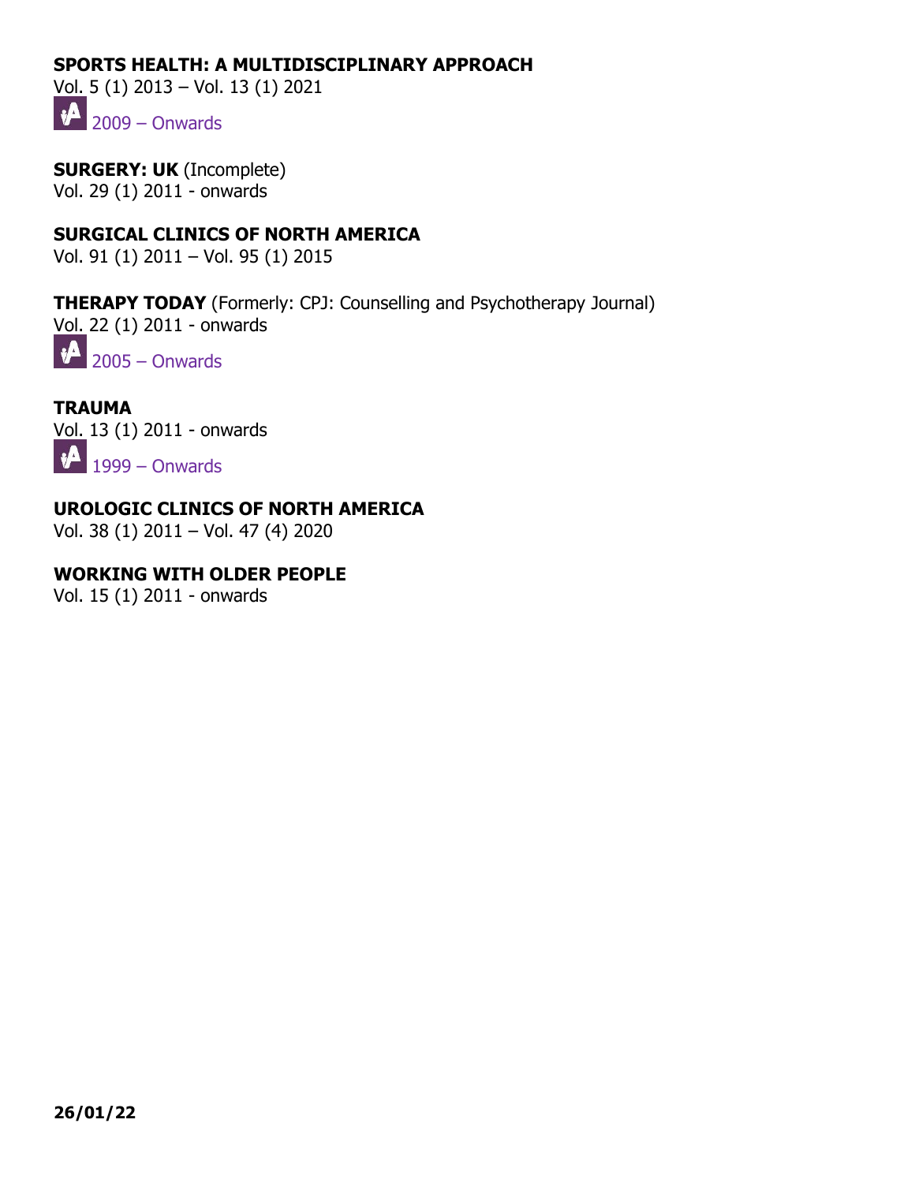**SPORTS HEALTH: A MULTIDISCIPLINARY APPROACH**
Vol. 5 (1) 2013 – Vol. 13 (1) 2021
2009 – Onwards

**SURGERY: UK** (Incomplete)
Vol. 29 (1) 2011 - onwards

**SURGICAL CLINICS OF NORTH AMERICA**
Vol. 91 (1) 2011 – Vol. 95 (1) 2015

**THERAPY TODAY** (Formerly: CPJ: Counselling and Psychotherapy Journal)
Vol. 22 (1) 2011 - onwards
2005 – Onwards

**TRAUMA**
Vol. 13 (1) 2011 - onwards
1999 – Onwards

**UROLOGIC CLINICS OF NORTH AMERICA**
Vol. 38 (1) 2011 – Vol. 47 (4) 2020

**WORKING WITH OLDER PEOPLE**
Vol. 15 (1) 2011 - onwards

**26/01/22**